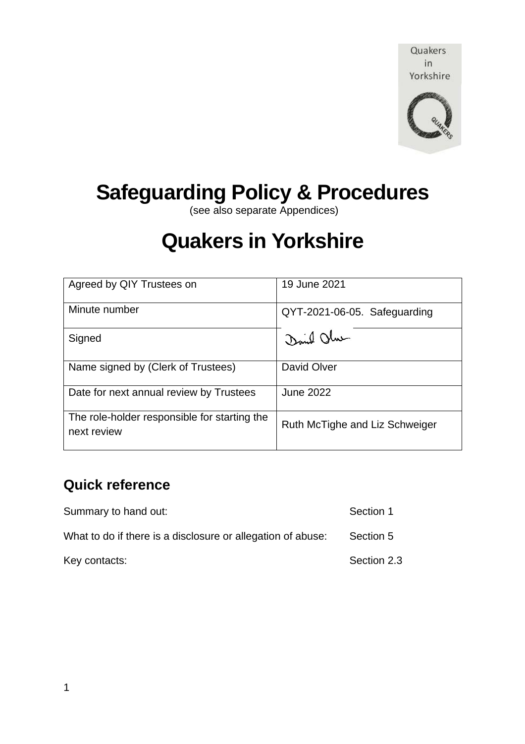Quakers in Yorkshire

# Safeguarding Policy & Procedures

(see also separate Appendices)

# Quakers in Yorkshire

| Agreed by QIY Trustees on | 19 June 2021 |
|---|---|
| Minute number | QYT-2021-06-05. Safeguarding |
| Signed | David Olver |
| Name signed by (Clerk of Trustees) | David Olver |
| Date for next annual review by Trustees | June 2022 |
| The role-holder responsible for starting the next review | Ruth McTighe and Liz Schweiger |

## Quick reference

| | |
|---|---|
| Summary to hand out: | Section 1 |
| What to do if there is a disclosure or allegation of abuse: | Section 5 |
| Key contacts: | Section 2.3 |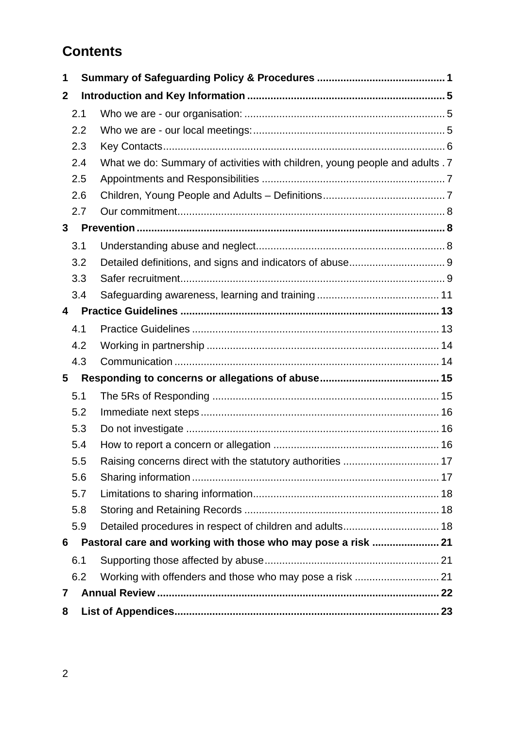# Contents

1 **Summary of Safeguarding Policy & Procedures** ........................................... **1**

2 **Introduction and Key Information** ................................................................ **5**

- 2.1 Who we are - our organisation: ..................................................................... 5
- 2.2 Who we are - our local meetings: .................................................................. 5
- 2.3 Key Contacts ................................................................................................ 6
- 2.4 What we do: Summary of activities with children, young people and adults . 7
- 2.5 Appointments and Responsibilities ............................................................... 7
- 2.6 Children, Young People and Adults – Definitions .......................................... 7
- 2.7 Our commitment ............................................................................................ 8

3 **Prevention** ...................................................................................................... **8**

- 3.1 Understanding abuse and neglect ................................................................. 8
- 3.2 Detailed definitions, and signs and indicators of abuse ................................. 9
- 3.3 Safer recruitment ........................................................................................... 9
- 3.4 Safeguarding awareness, learning and training .......................................... 11

4 **Practice Guidelines** ...................................................................................... **13**

- 4.1 Practice Guidelines ..................................................................................... 13
- 4.2 Working in partnership ................................................................................ 14
- 4.3 Communication ........................................................................................... 14

5 **Responding to concerns or allegations of abuse** ......................................... **15**

- 5.1 The 5Rs of Responding .............................................................................. 15
- 5.2 Immediate next steps .................................................................................. 16
- 5.3 Do not investigate ....................................................................................... 16
- 5.4 How to report a concern or allegation ......................................................... 16
- 5.5 Raising concerns direct with the statutory authorities ................................. 17
- 5.6 Sharing information ..................................................................................... 17
- 5.7 Limitations to sharing information ................................................................ 18
- 5.8 Storing and Retaining Records ................................................................... 18
- 5.9 Detailed procedures in respect of children and adults ................................. 18

6 **Pastoral care and working with those who may pose a risk** ....................... **21**

- 6.1 Supporting those affected by abuse ............................................................ 21
- 6.2 Working with offenders and those who may pose a risk ............................. 21

7 **Annual Review** ............................................................................................. **22**

8 **List of Appendices** ........................................................................................ **23**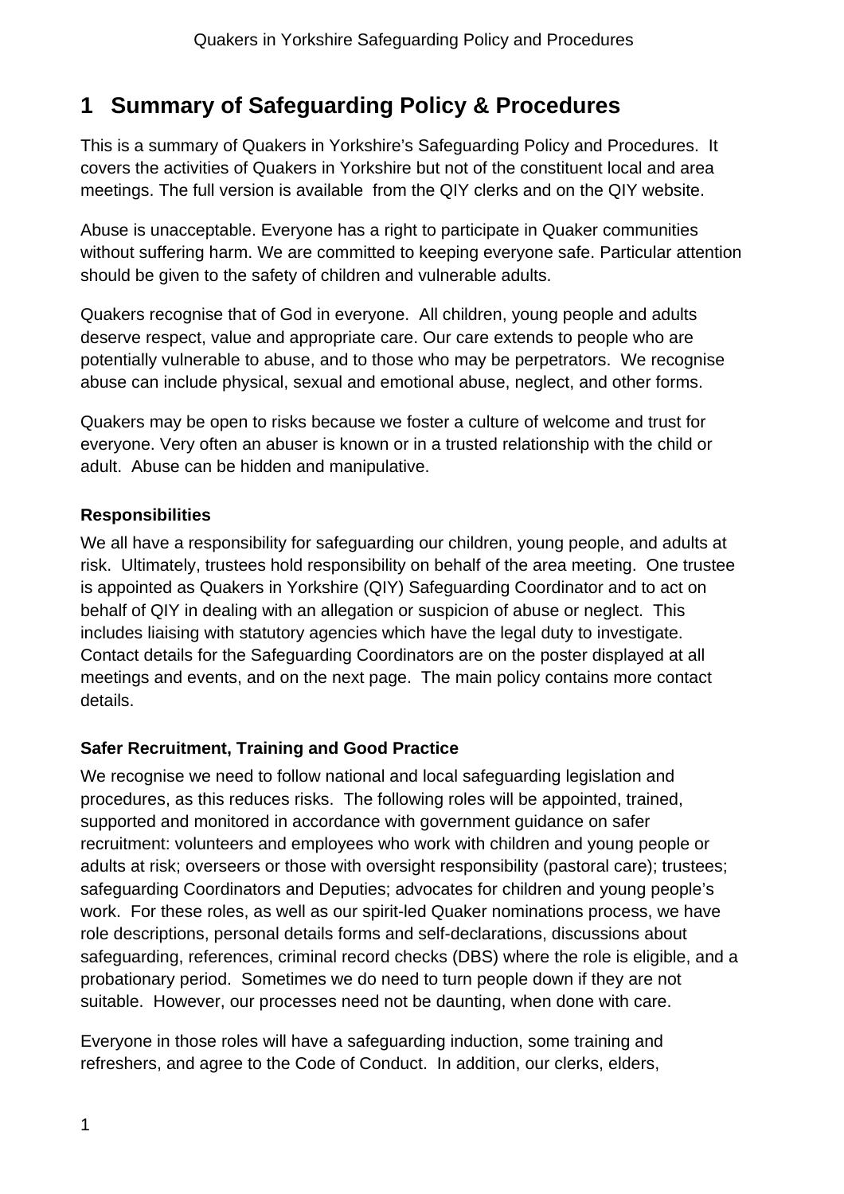# 1 Summary of Safeguarding Policy & Procedures

This is a summary of Quakers in Yorkshire's Safeguarding Policy and Procedures. It covers the activities of Quakers in Yorkshire but not of the constituent local and area meetings. The full version is available from the QIY clerks and on the QIY website.

Abuse is unacceptable. Everyone has a right to participate in Quaker communities without suffering harm. We are committed to keeping everyone safe. Particular attention should be given to the safety of children and vulnerable adults.

Quakers recognise that of God in everyone. All children, young people and adults deserve respect, value and appropriate care. Our care extends to people who are potentially vulnerable to abuse, and to those who may be perpetrators. We recognise abuse can include physical, sexual and emotional abuse, neglect, and other forms.

Quakers may be open to risks because we foster a culture of welcome and trust for everyone. Very often an abuser is known or in a trusted relationship with the child or adult. Abuse can be hidden and manipulative.

**Responsibilities**

We all have a responsibility for safeguarding our children, young people, and adults at risk. Ultimately, trustees hold responsibility on behalf of the area meeting. One trustee is appointed as Quakers in Yorkshire (QIY) Safeguarding Coordinator and to act on behalf of QIY in dealing with an allegation or suspicion of abuse or neglect. This includes liaising with statutory agencies which have the legal duty to investigate. Contact details for the Safeguarding Coordinators are on the poster displayed at all meetings and events, and on the next page. The main policy contains more contact details.

**Safer Recruitment, Training and Good Practice**

We recognise we need to follow national and local safeguarding legislation and procedures, as this reduces risks. The following roles will be appointed, trained, supported and monitored in accordance with government guidance on safer recruitment: volunteers and employees who work with children and young people or adults at risk; overseers or those with oversight responsibility (pastoral care); trustees; safeguarding Coordinators and Deputies; advocates for children and young people's work. For these roles, as well as our spirit-led Quaker nominations process, we have role descriptions, personal details forms and self-declarations, discussions about safeguarding, references, criminal record checks (DBS) where the role is eligible, and a probationary period. Sometimes we do need to turn people down if they are not suitable. However, our processes need not be daunting, when done with care.

Everyone in those roles will have a safeguarding induction, some training and refreshers, and agree to the Code of Conduct. In addition, our clerks, elders,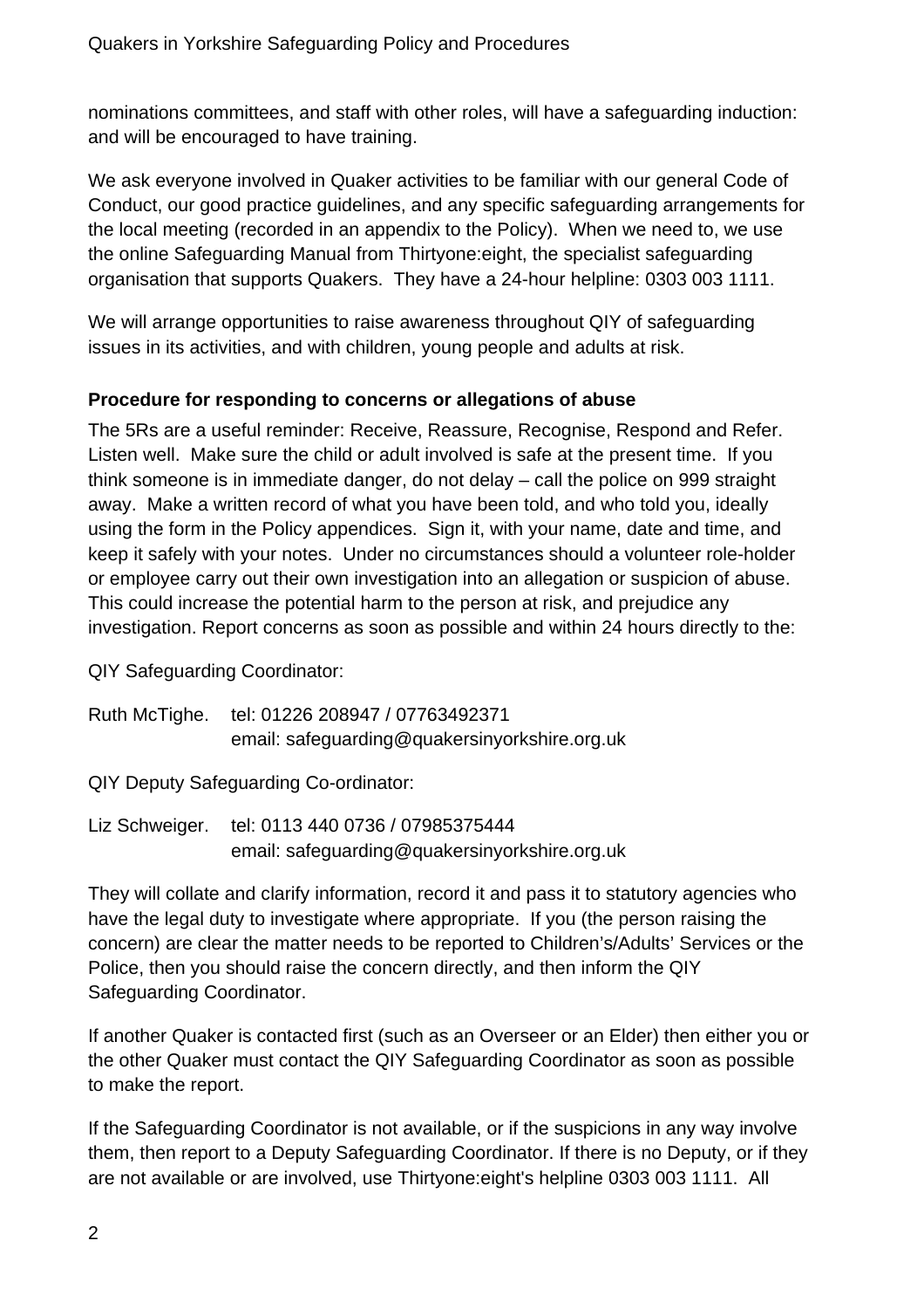nominations committees, and staff with other roles, will have a safeguarding induction: and will be encouraged to have training.

We ask everyone involved in Quaker activities to be familiar with our general Code of Conduct, our good practice guidelines, and any specific safeguarding arrangements for the local meeting (recorded in an appendix to the Policy). When we need to, we use the online Safeguarding Manual from Thirtyone:eight, the specialist safeguarding organisation that supports Quakers. They have a 24-hour helpline: 0303 003 1111.

We will arrange opportunities to raise awareness throughout QIY of safeguarding issues in its activities, and with children, young people and adults at risk.

**Procedure for responding to concerns or allegations of abuse**

The 5Rs are a useful reminder: Receive, Reassure, Recognise, Respond and Refer. Listen well. Make sure the child or adult involved is safe at the present time. If you think someone is in immediate danger, do not delay – call the police on 999 straight away. Make a written record of what you have been told, and who told you, ideally using the form in the Policy appendices. Sign it, with your name, date and time, and keep it safely with your notes. Under no circumstances should a volunteer role-holder or employee carry out their own investigation into an allegation or suspicion of abuse. This could increase the potential harm to the person at risk, and prejudice any investigation. Report concerns as soon as possible and within 24 hours directly to the:

QIY Safeguarding Coordinator:

Ruth McTighe. tel: 01226 208947 / 07763492371
email: safeguarding@quakersinyorkshire.org.uk

QIY Deputy Safeguarding Co-ordinator:

Liz Schweiger. tel: 0113 440 0736 / 07985375444
email: safeguarding@quakersinyorkshire.org.uk

They will collate and clarify information, record it and pass it to statutory agencies who have the legal duty to investigate where appropriate. If you (the person raising the concern) are clear the matter needs to be reported to Children's/Adults' Services or the Police, then you should raise the concern directly, and then inform the QIY Safeguarding Coordinator.

If another Quaker is contacted first (such as an Overseer or an Elder) then either you or the other Quaker must contact the QIY Safeguarding Coordinator as soon as possible to make the report.

If the Safeguarding Coordinator is not available, or if the suspicions in any way involve them, then report to a Deputy Safeguarding Coordinator. If there is no Deputy, or if they are not available or are involved, use Thirtyone:eight's helpline 0303 003 1111. All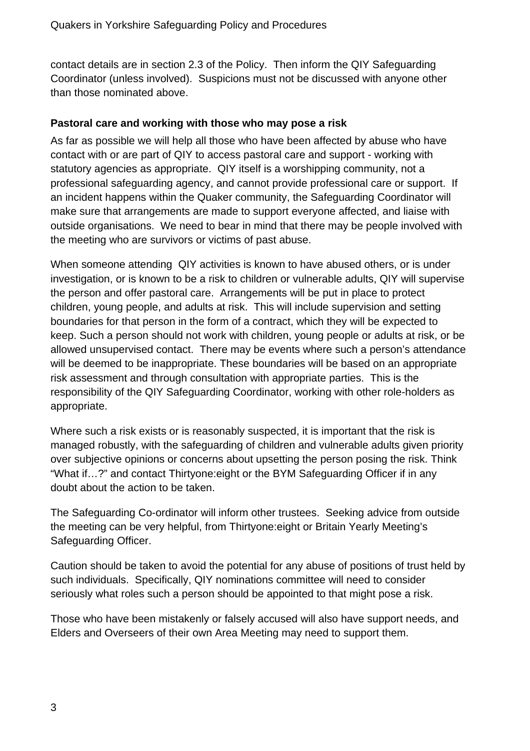contact details are in section 2.3 of the Policy. Then inform the QIY Safeguarding Coordinator (unless involved). Suspicions must not be discussed with anyone other than those nominated above.

**Pastoral care and working with those who may pose a risk**

As far as possible we will help all those who have been affected by abuse who have contact with or are part of QIY to access pastoral care and support - working with statutory agencies as appropriate. QIY itself is a worshipping community, not a professional safeguarding agency, and cannot provide professional care or support. If an incident happens within the Quaker community, the Safeguarding Coordinator will make sure that arrangements are made to support everyone affected, and liaise with outside organisations. We need to bear in mind that there may be people involved with the meeting who are survivors or victims of past abuse.

When someone attending QIY activities is known to have abused others, or is under investigation, or is known to be a risk to children or vulnerable adults, QIY will supervise the person and offer pastoral care. Arrangements will be put in place to protect children, young people, and adults at risk. This will include supervision and setting boundaries for that person in the form of a contract, which they will be expected to keep. Such a person should not work with children, young people or adults at risk, or be allowed unsupervised contact. There may be events where such a person's attendance will be deemed to be inappropriate. These boundaries will be based on an appropriate risk assessment and through consultation with appropriate parties. This is the responsibility of the QIY Safeguarding Coordinator, working with other role-holders as appropriate.

Where such a risk exists or is reasonably suspected, it is important that the risk is managed robustly, with the safeguarding of children and vulnerable adults given priority over subjective opinions or concerns about upsetting the person posing the risk. Think "What if…?" and contact Thirtyone:eight or the BYM Safeguarding Officer if in any doubt about the action to be taken.

The Safeguarding Co-ordinator will inform other trustees. Seeking advice from outside the meeting can be very helpful, from Thirtyone:eight or Britain Yearly Meeting's Safeguarding Officer.

Caution should be taken to avoid the potential for any abuse of positions of trust held by such individuals. Specifically, QIY nominations committee will need to consider seriously what roles such a person should be appointed to that might pose a risk.

Those who have been mistakenly or falsely accused will also have support needs, and Elders and Overseers of their own Area Meeting may need to support them.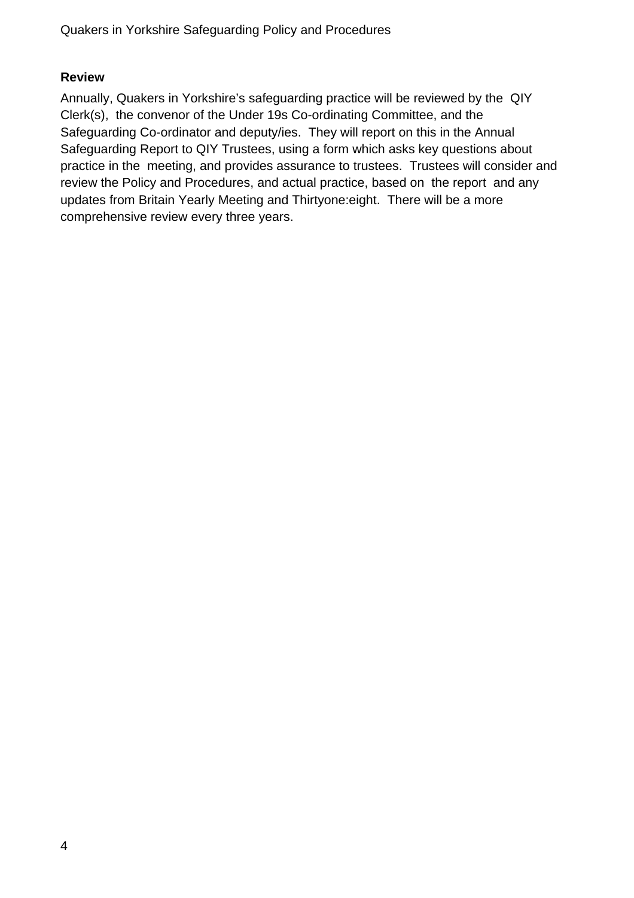## Review

Annually, Quakers in Yorkshire's safeguarding practice will be reviewed by the QIY Clerk(s), the convenor of the Under 19s Co-ordinating Committee, and the Safeguarding Co-ordinator and deputy/ies. They will report on this in the Annual Safeguarding Report to QIY Trustees, using a form which asks key questions about practice in the meeting, and provides assurance to trustees. Trustees will consider and review the Policy and Procedures, and actual practice, based on the report and any updates from Britain Yearly Meeting and Thirtyone:eight. There will be a more comprehensive review every three years.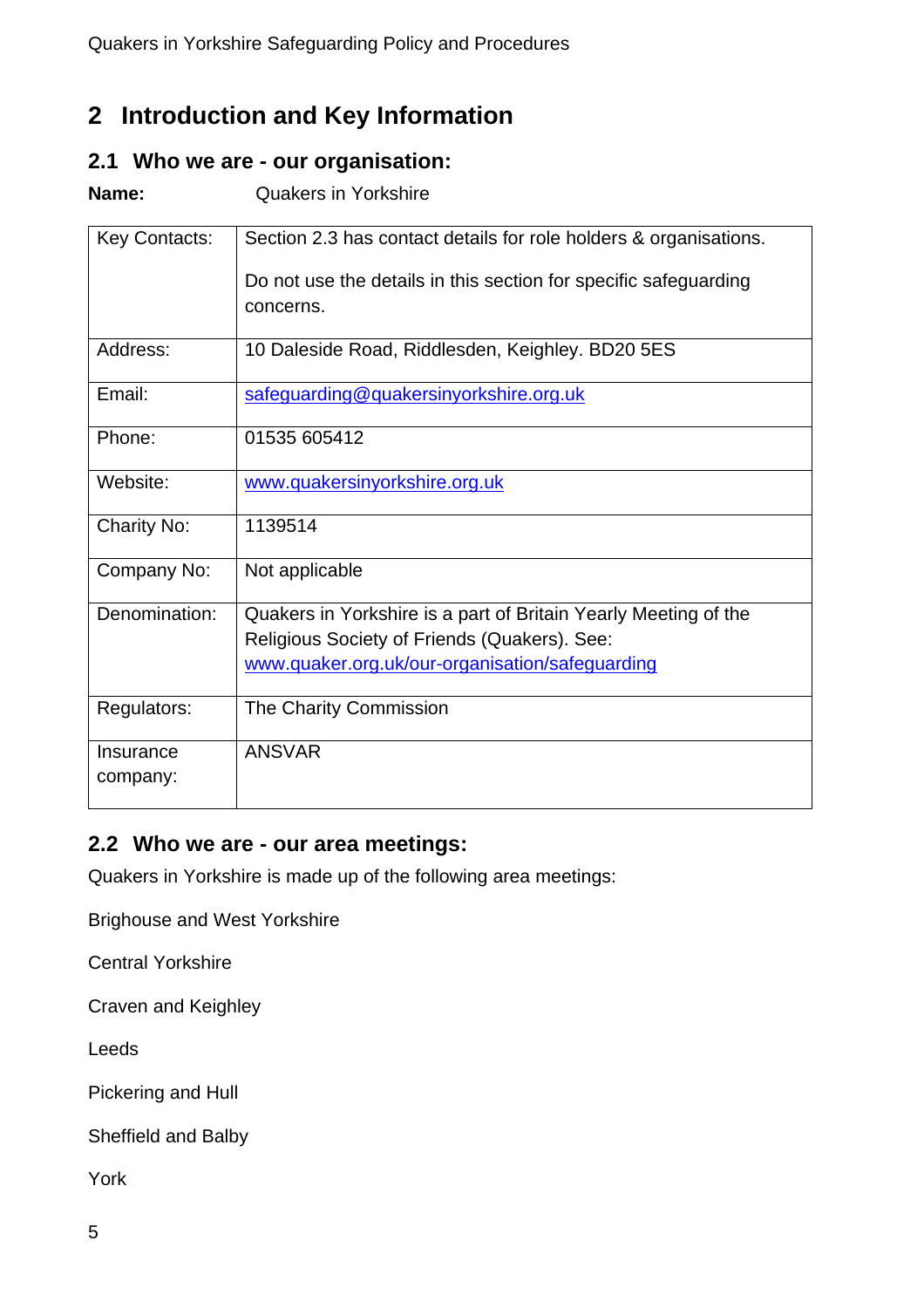# 2 Introduction and Key Information

## 2.1 Who we are - our organisation:

**Name:** Quakers in Yorkshire

| | |
|---|---|
| Key Contacts: | Section 2.3 has contact details for role holders & organisations.<br><br>Do not use the details in this section for specific safeguarding concerns. |
| Address: | 10 Daleside Road, Riddlesden, Keighley. BD20 5ES |
| Email: | safeguarding@quakersinyorkshire.org.uk |
| Phone: | 01535 605412 |
| Website: | www.quakersinyorkshire.org.uk |
| Charity No: | 1139514 |
| Company No: | Not applicable |
| Denomination: | Quakers in Yorkshire is a part of Britain Yearly Meeting of the Religious Society of Friends (Quakers). See: www.quaker.org.uk/our-organisation/safeguarding |
| Regulators: | The Charity Commission |
| Insurance company: | ANSVAR |

## 2.2 Who we are - our area meetings:

Quakers in Yorkshire is made up of the following area meetings:

Brighouse and West Yorkshire

Central Yorkshire

Craven and Keighley

Leeds

Pickering and Hull

Sheffield and Balby

York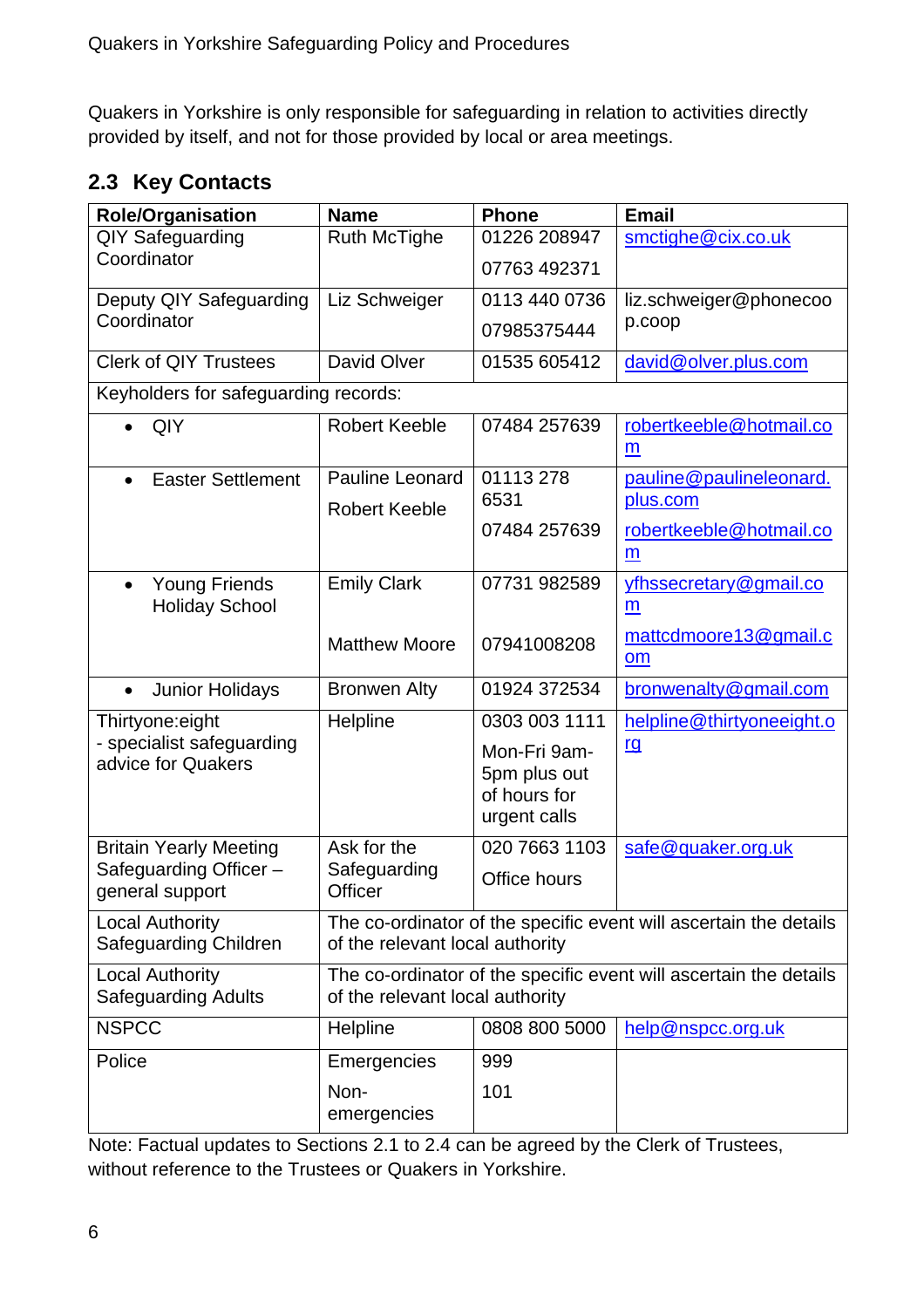Quakers in Yorkshire is only responsible for safeguarding in relation to activities directly provided by itself, and not for those provided by local or area meetings.

## 2.3 Key Contacts

| Role/Organisation | Name | Phone | Email |
|---|---|---|---|
| QIY Safeguarding Coordinator | Ruth McTighe | 01226 208947<br>07763 492371 | smctighe@cix.co.uk |
| Deputy QIY Safeguarding Coordinator | Liz Schweiger | 0113 440 0736<br>07985375444 | liz.schweiger@phonecoop.coop |
| Clerk of QIY Trustees | David Olver | 01535 605412 | david@olver.plus.com |
| Keyholders for safeguarding records: | | | |
| • QIY | Robert Keeble | 07484 257639 | robertkeeble@hotmail.com |
| • Easter Settlement | Pauline Leonard<br>Robert Keeble | 01113 278 6531<br>07484 257639 | pauline@pauline­leonard.plus.com<br>robertkeeble@hotmail.com |
| • Young Friends Holiday School | Emily Clark<br>Matthew Moore | 07731 982589<br>07941008208 | yfhssecretary@gmail.com<br>mattcdmoore13@gmail.com |
| • Junior Holidays | Bronwen Alty | 01924 372534 | bronwenalty@gmail.com |
| Thirtyone:eight - specialist safeguarding advice for Quakers | Helpline | 0303 003 1111<br>Mon-Fri 9am-5pm plus out of hours for urgent calls | helpline@thirtyoneeight.org |
| Britain Yearly Meeting Safeguarding Officer – general support | Ask for the Safeguarding Officer | 020 7663 1103<br>Office hours | safe@quaker.org.uk |
| Local Authority Safeguarding Children | The co-ordinator of the specific event will ascertain the details of the relevant local authority | | |
| Local Authority Safeguarding Adults | The co-ordinator of the specific event will ascertain the details of the relevant local authority | | |
| NSPCC | Helpline | 0808 800 5000 | help@nspcc.org.uk |
| Police | Emergencies<br>Non-emergencies | 999<br>101 | |

Note: Factual updates to Sections 2.1 to 2.4 can be agreed by the Clerk of Trustees, without reference to the Trustees or Quakers in Yorkshire.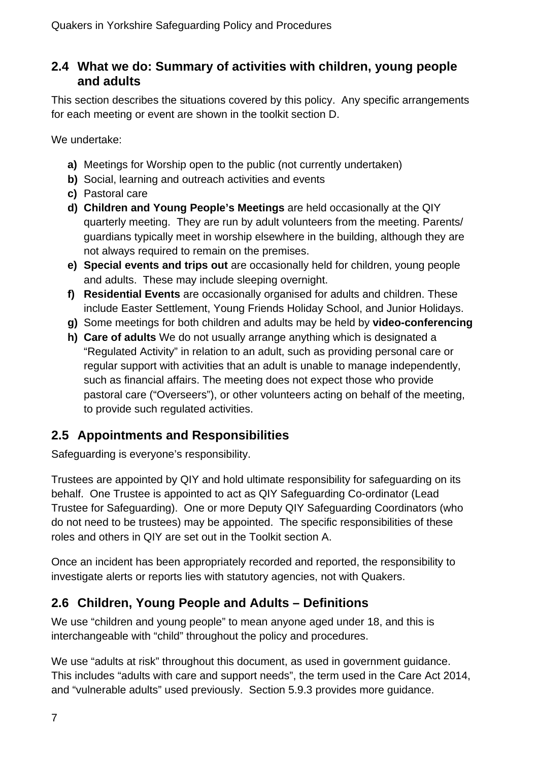## 2.4 What we do: Summary of activities with children, young people and adults

This section describes the situations covered by this policy. Any specific arrangements for each meeting or event are shown in the toolkit section D.

We undertake:

- **a)** Meetings for Worship open to the public (not currently undertaken)
- **b)** Social, learning and outreach activities and events
- **c)** Pastoral care
- **d)** **Children and Young People's Meetings** are held occasionally at the QIY quarterly meeting. They are run by adult volunteers from the meeting. Parents/ guardians typically meet in worship elsewhere in the building, although they are not always required to remain on the premises.
- **e)** **Special events and trips out** are occasionally held for children, young people and adults. These may include sleeping overnight.
- **f)** **Residential Events** are occasionally organised for adults and children. These include Easter Settlement, Young Friends Holiday School, and Junior Holidays.
- **g)** Some meetings for both children and adults may be held by **video-conferencing**
- **h)** **Care of adults** We do not usually arrange anything which is designated a "Regulated Activity" in relation to an adult, such as providing personal care or regular support with activities that an adult is unable to manage independently, such as financial affairs. The meeting does not expect those who provide pastoral care ("Overseers"), or other volunteers acting on behalf of the meeting, to provide such regulated activities.

## 2.5 Appointments and Responsibilities

Safeguarding is everyone's responsibility.

Trustees are appointed by QIY and hold ultimate responsibility for safeguarding on its behalf. One Trustee is appointed to act as QIY Safeguarding Co-ordinator (Lead Trustee for Safeguarding). One or more Deputy QIY Safeguarding Coordinators (who do not need to be trustees) may be appointed. The specific responsibilities of these roles and others in QIY are set out in the Toolkit section A.

Once an incident has been appropriately recorded and reported, the responsibility to investigate alerts or reports lies with statutory agencies, not with Quakers.

## 2.6 Children, Young People and Adults – Definitions

We use "children and young people" to mean anyone aged under 18, and this is interchangeable with "child" throughout the policy and procedures.

We use "adults at risk" throughout this document, as used in government guidance. This includes "adults with care and support needs", the term used in the Care Act 2014, and "vulnerable adults" used previously. Section 5.9.3 provides more guidance.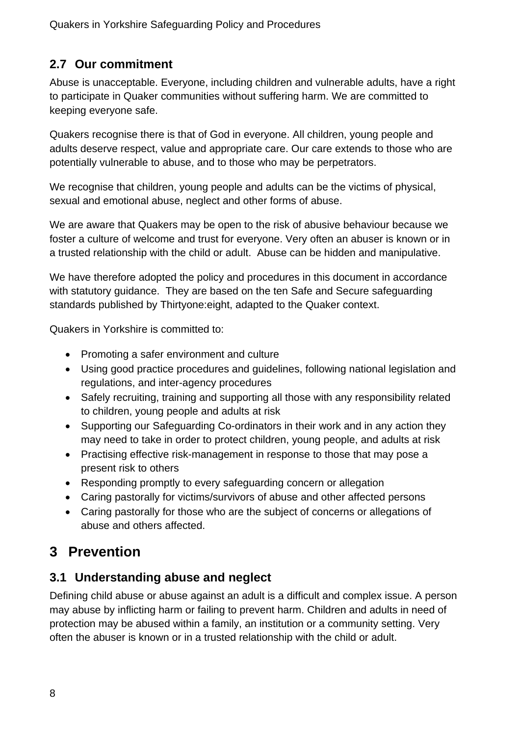### 2.7 Our commitment

Abuse is unacceptable. Everyone, including children and vulnerable adults, have a right to participate in Quaker communities without suffering harm. We are committed to keeping everyone safe.

Quakers recognise there is that of God in everyone. All children, young people and adults deserve respect, value and appropriate care. Our care extends to those who are potentially vulnerable to abuse, and to those who may be perpetrators.

We recognise that children, young people and adults can be the victims of physical, sexual and emotional abuse, neglect and other forms of abuse.

We are aware that Quakers may be open to the risk of abusive behaviour because we foster a culture of welcome and trust for everyone. Very often an abuser is known or in a trusted relationship with the child or adult. Abuse can be hidden and manipulative.

We have therefore adopted the policy and procedures in this document in accordance with statutory guidance. They are based on the ten Safe and Secure safeguarding standards published by Thirtyone:eight, adapted to the Quaker context.

Quakers in Yorkshire is committed to:

- Promoting a safer environment and culture
- Using good practice procedures and guidelines, following national legislation and regulations, and inter-agency procedures
- Safely recruiting, training and supporting all those with any responsibility related to children, young people and adults at risk
- Supporting our Safeguarding Co-ordinators in their work and in any action they may need to take in order to protect children, young people, and adults at risk
- Practising effective risk-management in response to those that may pose a present risk to others
- Responding promptly to every safeguarding concern or allegation
- Caring pastorally for victims/survivors of abuse and other affected persons
- Caring pastorally for those who are the subject of concerns or allegations of abuse and others affected.

## 3 Prevention

### 3.1 Understanding abuse and neglect

Defining child abuse or abuse against an adult is a difficult and complex issue. A person may abuse by inflicting harm or failing to prevent harm. Children and adults in need of protection may be abused within a family, an institution or a community setting. Very often the abuser is known or in a trusted relationship with the child or adult.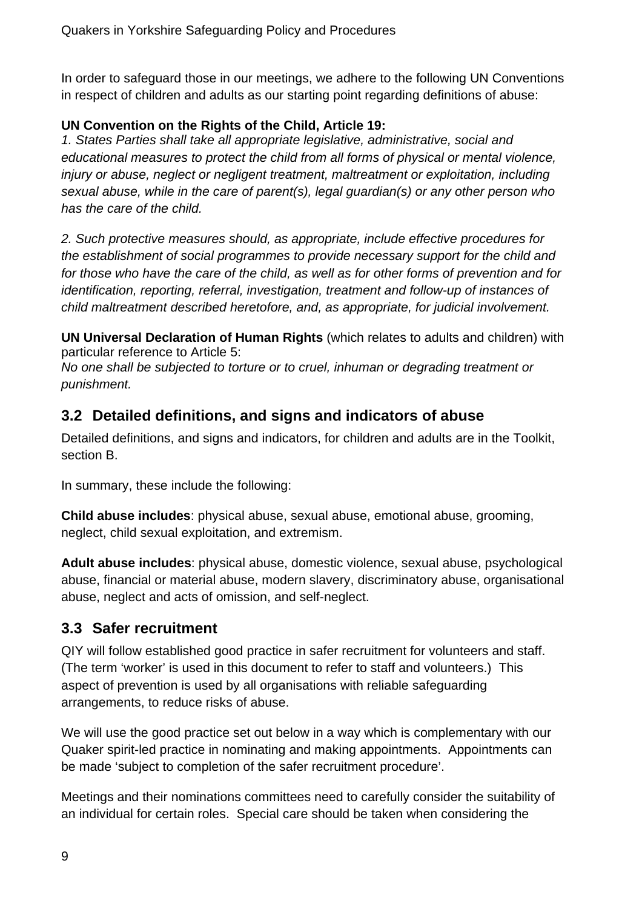In order to safeguard those in our meetings, we adhere to the following UN Conventions in respect of children and adults as our starting point regarding definitions of abuse:

**UN Convention on the Rights of the Child, Article 19:**
*1. States Parties shall take all appropriate legislative, administrative, social and educational measures to protect the child from all forms of physical or mental violence, injury or abuse, neglect or negligent treatment, maltreatment or exploitation, including sexual abuse, while in the care of parent(s), legal guardian(s) or any other person who has the care of the child.*

*2. Such protective measures should, as appropriate, include effective procedures for the establishment of social programmes to provide necessary support for the child and for those who have the care of the child, as well as for other forms of prevention and for identification, reporting, referral, investigation, treatment and follow-up of instances of child maltreatment described heretofore, and, as appropriate, for judicial involvement.*

**UN Universal Declaration of Human Rights** (which relates to adults and children) with particular reference to Article 5:
*No one shall be subjected to torture or to cruel, inhuman or degrading treatment or punishment.*

## 3.2 Detailed definitions, and signs and indicators of abuse

Detailed definitions, and signs and indicators, for children and adults are in the Toolkit, section B.

In summary, these include the following:

**Child abuse includes**: physical abuse, sexual abuse, emotional abuse, grooming, neglect, child sexual exploitation, and extremism.

**Adult abuse includes**: physical abuse, domestic violence, sexual abuse, psychological abuse, financial or material abuse, modern slavery, discriminatory abuse, organisational abuse, neglect and acts of omission, and self-neglect.

## 3.3 Safer recruitment

QIY will follow established good practice in safer recruitment for volunteers and staff. (The term 'worker' is used in this document to refer to staff and volunteers.) This aspect of prevention is used by all organisations with reliable safeguarding arrangements, to reduce risks of abuse.

We will use the good practice set out below in a way which is complementary with our Quaker spirit-led practice in nominating and making appointments. Appointments can be made 'subject to completion of the safer recruitment procedure'.

Meetings and their nominations committees need to carefully consider the suitability of an individual for certain roles. Special care should be taken when considering the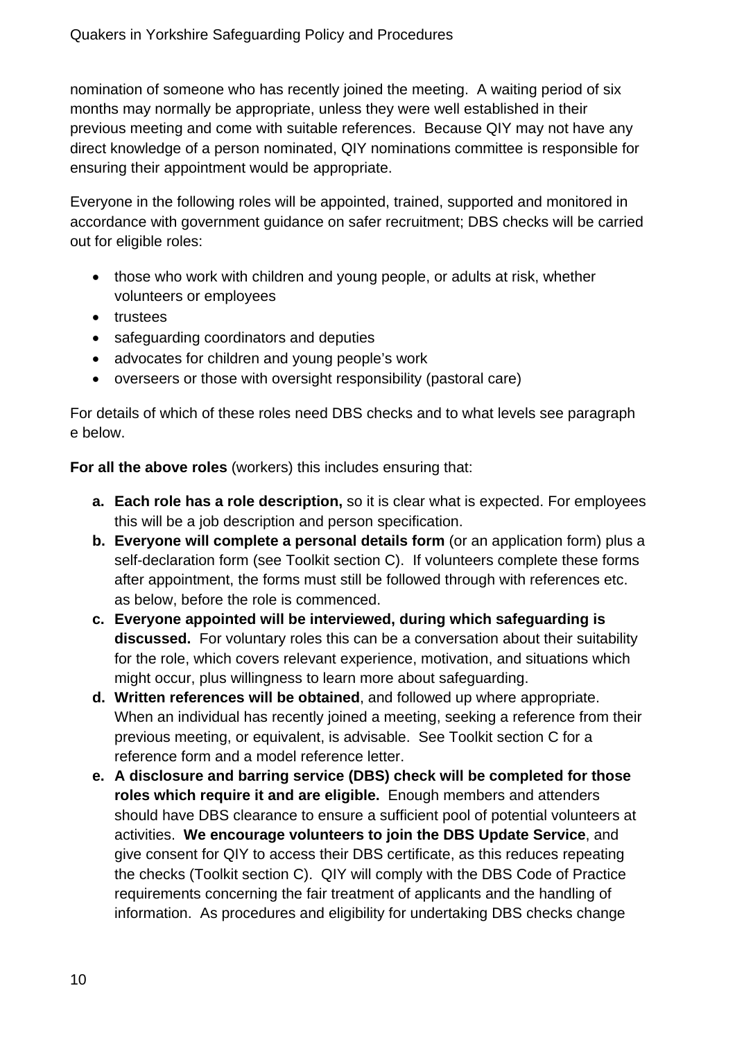nomination of someone who has recently joined the meeting. A waiting period of six months may normally be appropriate, unless they were well established in their previous meeting and come with suitable references. Because QIY may not have any direct knowledge of a person nominated, QIY nominations committee is responsible for ensuring their appointment would be appropriate.

Everyone in the following roles will be appointed, trained, supported and monitored in accordance with government guidance on safer recruitment; DBS checks will be carried out for eligible roles:

- those who work with children and young people, or adults at risk, whether volunteers or employees
- trustees
- safeguarding coordinators and deputies
- advocates for children and young people's work
- overseers or those with oversight responsibility (pastoral care)

For details of which of these roles need DBS checks and to what levels see paragraph e below.

**For all the above roles** (workers) this includes ensuring that:

a. **Each role has a role description,** so it is clear what is expected. For employees this will be a job description and person specification.
b. **Everyone will complete a personal details form** (or an application form) plus a self-declaration form (see Toolkit section C). If volunteers complete these forms after appointment, the forms must still be followed through with references etc. as below, before the role is commenced.
c. **Everyone appointed will be interviewed, during which safeguarding is discussed.** For voluntary roles this can be a conversation about their suitability for the role, which covers relevant experience, motivation, and situations which might occur, plus willingness to learn more about safeguarding.
d. **Written references will be obtained**, and followed up where appropriate. When an individual has recently joined a meeting, seeking a reference from their previous meeting, or equivalent, is advisable. See Toolkit section C for a reference form and a model reference letter.
e. **A disclosure and barring service (DBS) check will be completed for those roles which require it and are eligible.** Enough members and attenders should have DBS clearance to ensure a sufficient pool of potential volunteers at activities. **We encourage volunteers to join the DBS Update Service**, and give consent for QIY to access their DBS certificate, as this reduces repeating the checks (Toolkit section C). QIY will comply with the DBS Code of Practice requirements concerning the fair treatment of applicants and the handling of information. As procedures and eligibility for undertaking DBS checks change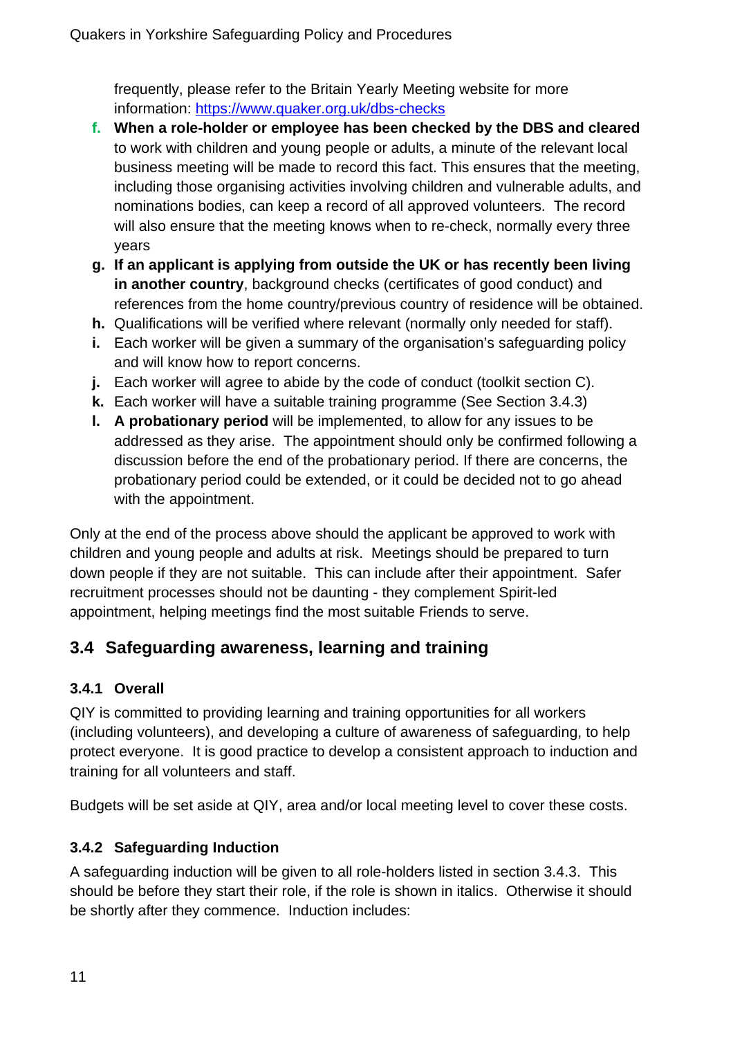frequently, please refer to the Britain Yearly Meeting website for more information: https://www.quaker.org.uk/dbs-checks

f. **When a role-holder or employee has been checked by the DBS and cleared** to work with children and young people or adults, a minute of the relevant local business meeting will be made to record this fact. This ensures that the meeting, including those organising activities involving children and vulnerable adults, and nominations bodies, can keep a record of all approved volunteers. The record will also ensure that the meeting knows when to re-check, normally every three years

g. **If an applicant is applying from outside the UK or has recently been living in another country**, background checks (certificates of good conduct) and references from the home country/previous country of residence will be obtained.

h. Qualifications will be verified where relevant (normally only needed for staff).

i. Each worker will be given a summary of the organisation's safeguarding policy and will know how to report concerns.

j. Each worker will agree to abide by the code of conduct (toolkit section C).

k. Each worker will have a suitable training programme (See Section 3.4.3)

l. **A probationary period** will be implemented, to allow for any issues to be addressed as they arise. The appointment should only be confirmed following a discussion before the end of the probationary period. If there are concerns, the probationary period could be extended, or it could be decided not to go ahead with the appointment.

Only at the end of the process above should the applicant be approved to work with children and young people and adults at risk. Meetings should be prepared to turn down people if they are not suitable. This can include after their appointment. Safer recruitment processes should not be daunting - they complement Spirit-led appointment, helping meetings find the most suitable Friends to serve.

## 3.4 Safeguarding awareness, learning and training

### 3.4.1 Overall

QIY is committed to providing learning and training opportunities for all workers (including volunteers), and developing a culture of awareness of safeguarding, to help protect everyone. It is good practice to develop a consistent approach to induction and training for all volunteers and staff.

Budgets will be set aside at QIY, area and/or local meeting level to cover these costs.

### 3.4.2 Safeguarding Induction

A safeguarding induction will be given to all role-holders listed in section 3.4.3. This should be before they start their role, if the role is shown in italics. Otherwise it should be shortly after they commence. Induction includes: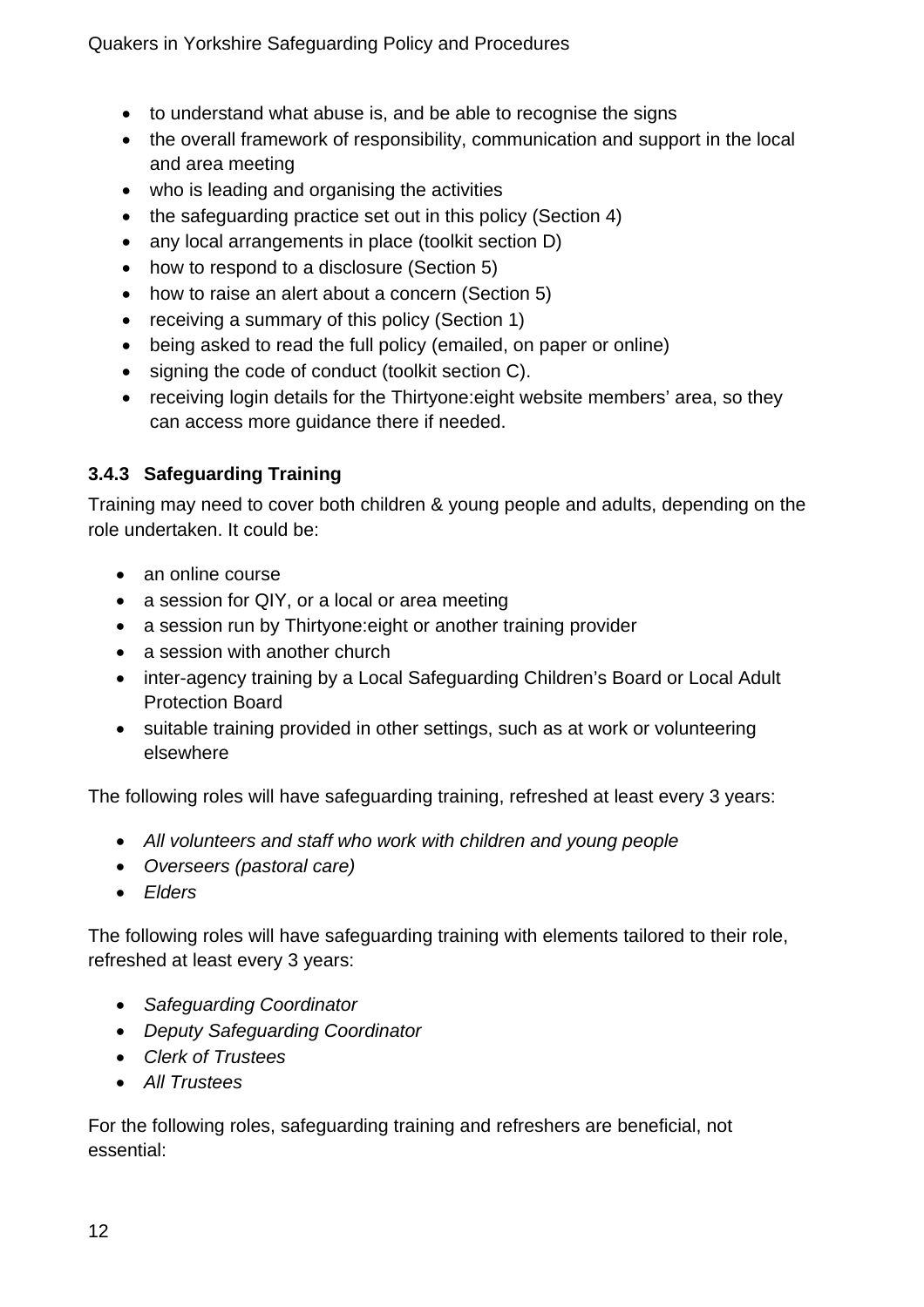- to understand what abuse is, and be able to recognise the signs
- the overall framework of responsibility, communication and support in the local and area meeting
- who is leading and organising the activities
- the safeguarding practice set out in this policy (Section 4)
- any local arrangements in place (toolkit section D)
- how to respond to a disclosure (Section 5)
- how to raise an alert about a concern (Section 5)
- receiving a summary of this policy (Section 1)
- being asked to read the full policy (emailed, on paper or online)
- signing the code of conduct (toolkit section C).
- receiving login details for the Thirtyone:eight website members' area, so they can access more guidance there if needed.

### 3.4.3 Safeguarding Training

Training may need to cover both children & young people and adults, depending on the role undertaken. It could be:

- an online course
- a session for QIY, or a local or area meeting
- a session run by Thirtyone:eight or another training provider
- a session with another church
- inter-agency training by a Local Safeguarding Children's Board or Local Adult Protection Board
- suitable training provided in other settings, such as at work or volunteering elsewhere

The following roles will have safeguarding training, refreshed at least every 3 years:

- *All volunteers and staff who work with children and young people*
- *Overseers (pastoral care)*
- *Elders*

The following roles will have safeguarding training with elements tailored to their role, refreshed at least every 3 years:

- *Safeguarding Coordinator*
- *Deputy Safeguarding Coordinator*
- *Clerk of Trustees*
- *All Trustees*

For the following roles, safeguarding training and refreshers are beneficial, not essential: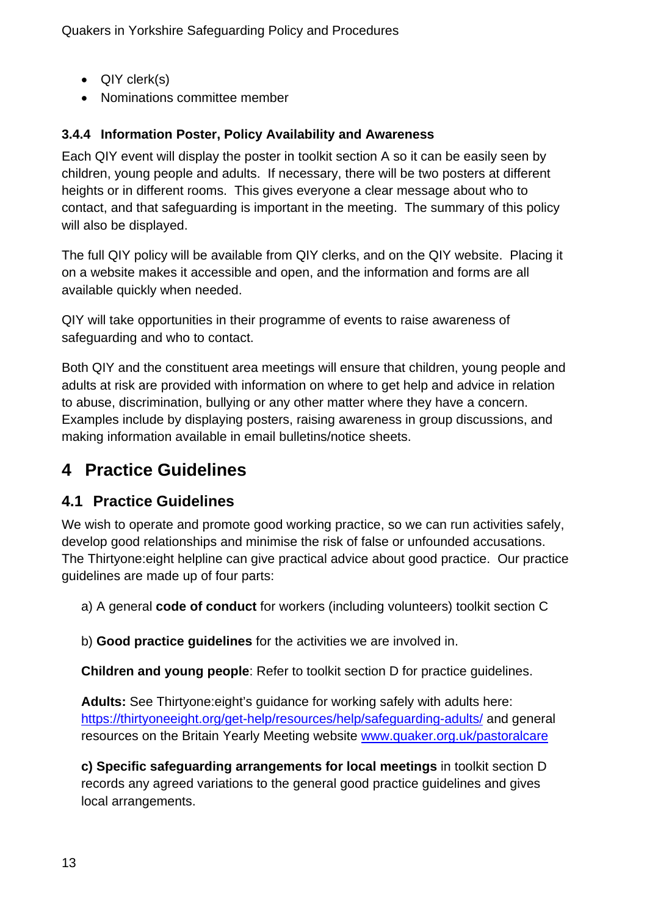- QIY clerk(s)
- Nominations committee member

### 3.4.4 Information Poster, Policy Availability and Awareness

Each QIY event will display the poster in toolkit section A so it can be easily seen by children, young people and adults. If necessary, there will be two posters at different heights or in different rooms. This gives everyone a clear message about who to contact, and that safeguarding is important in the meeting. The summary of this policy will also be displayed.

The full QIY policy will be available from QIY clerks, and on the QIY website. Placing it on a website makes it accessible and open, and the information and forms are all available quickly when needed.

QIY will take opportunities in their programme of events to raise awareness of safeguarding and who to contact.

Both QIY and the constituent area meetings will ensure that children, young people and adults at risk are provided with information on where to get help and advice in relation to abuse, discrimination, bullying or any other matter where they have a concern. Examples include by displaying posters, raising awareness in group discussions, and making information available in email bulletins/notice sheets.

# 4 Practice Guidelines

## 4.1 Practice Guidelines

We wish to operate and promote good working practice, so we can run activities safely, develop good relationships and minimise the risk of false or unfounded accusations. The Thirtyone:eight helpline can give practical advice about good practice. Our practice guidelines are made up of four parts:

a) A general **code of conduct** for workers (including volunteers) toolkit section C

b) **Good practice guidelines** for the activities we are involved in.

**Children and young people**: Refer to toolkit section D for practice guidelines.

**Adults:** See Thirtyone:eight's guidance for working safely with adults here: https://thirtyoneeight.org/get-help/resources/help/safeguarding-adults/ and general resources on the Britain Yearly Meeting website www.quaker.org.uk/pastoralcare

**c) Specific safeguarding arrangements for local meetings** in toolkit section D records any agreed variations to the general good practice guidelines and gives local arrangements.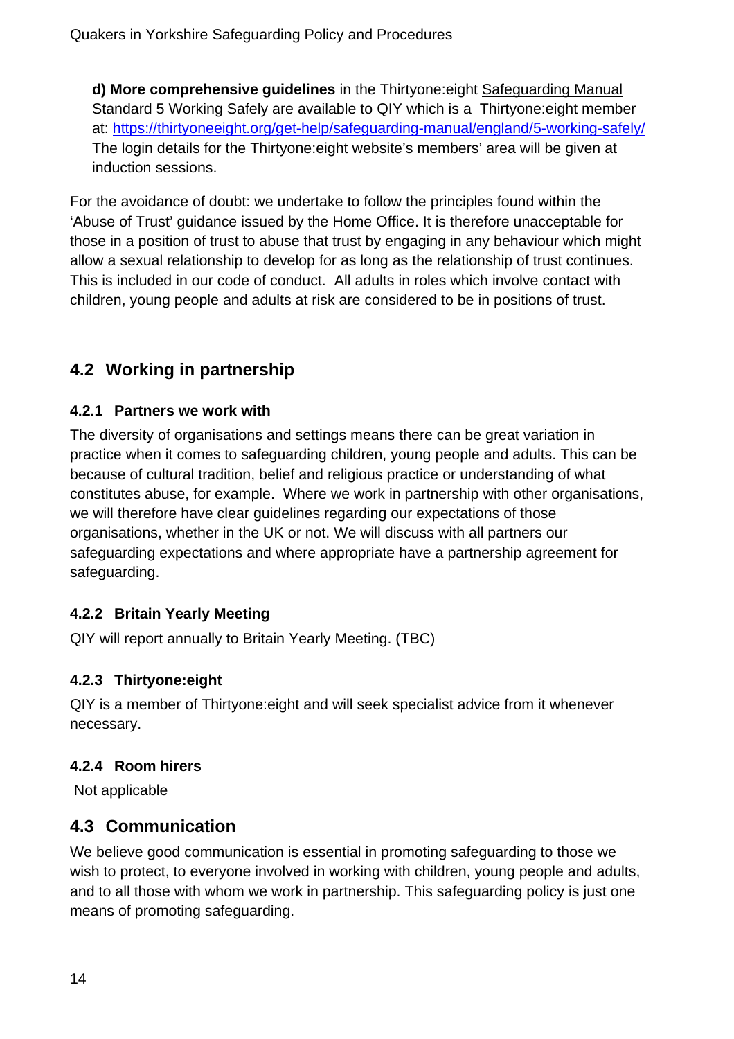**d) More comprehensive guidelines** in the Thirtyone:eight Safeguarding Manual Standard 5 Working Safely are available to QIY which is a Thirtyone:eight member at: https://thirtyoneeight.org/get-help/safeguarding-manual/england/5-working-safely/ The login details for the Thirtyone:eight website's members' area will be given at induction sessions.

For the avoidance of doubt: we undertake to follow the principles found within the 'Abuse of Trust' guidance issued by the Home Office. It is therefore unacceptable for those in a position of trust to abuse that trust by engaging in any behaviour which might allow a sexual relationship to develop for as long as the relationship of trust continues. This is included in our code of conduct. All adults in roles which involve contact with children, young people and adults at risk are considered to be in positions of trust.

## 4.2 Working in partnership

### 4.2.1 Partners we work with

The diversity of organisations and settings means there can be great variation in practice when it comes to safeguarding children, young people and adults. This can be because of cultural tradition, belief and religious practice or understanding of what constitutes abuse, for example. Where we work in partnership with other organisations, we will therefore have clear guidelines regarding our expectations of those organisations, whether in the UK or not. We will discuss with all partners our safeguarding expectations and where appropriate have a partnership agreement for safeguarding.

### 4.2.2 Britain Yearly Meeting

QIY will report annually to Britain Yearly Meeting. (TBC)

### 4.2.3 Thirtyone:eight

QIY is a member of Thirtyone:eight and will seek specialist advice from it whenever necessary.

### 4.2.4 Room hirers

Not applicable

## 4.3 Communication

We believe good communication is essential in promoting safeguarding to those we wish to protect, to everyone involved in working with children, young people and adults, and to all those with whom we work in partnership. This safeguarding policy is just one means of promoting safeguarding.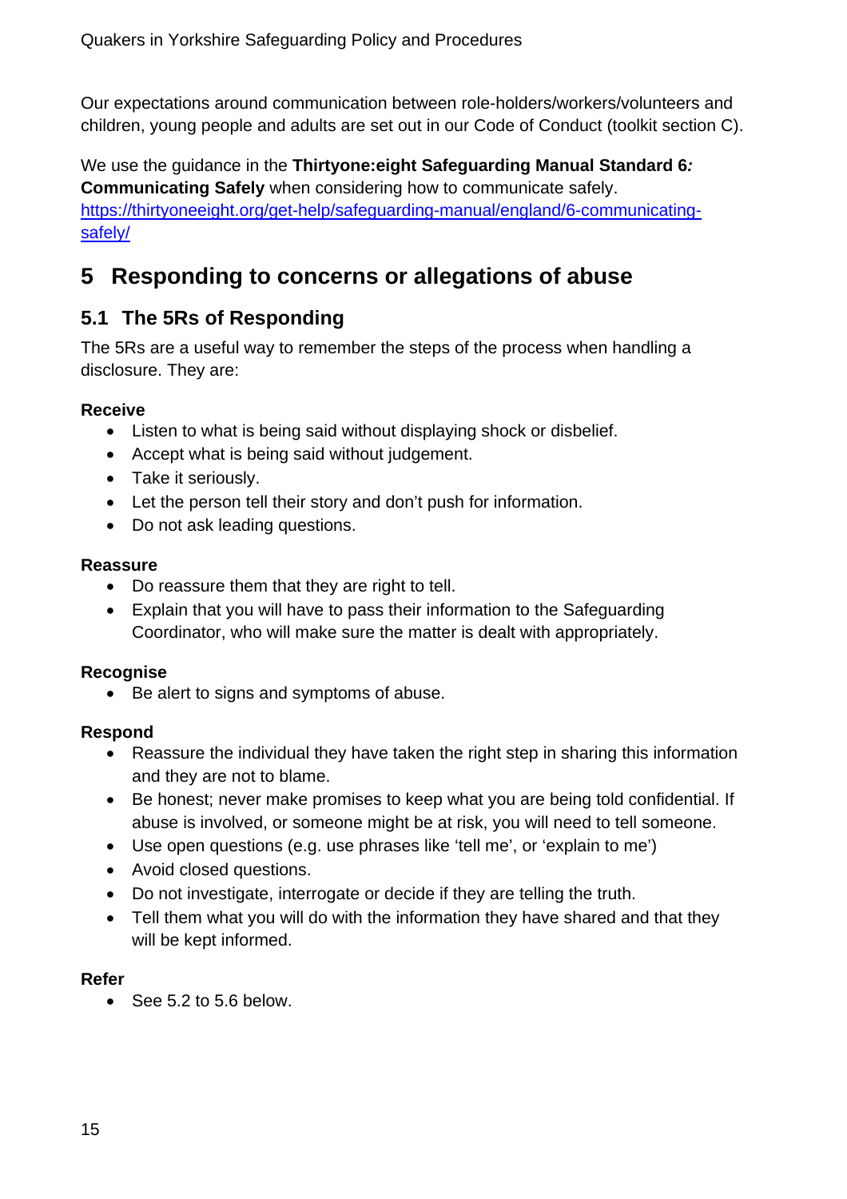Our expectations around communication between role-holders/workers/volunteers and children, young people and adults are set out in our Code of Conduct (toolkit section C).

We use the guidance in the **Thirtyone:eight Safeguarding Manual Standard 6*:* Communicating Safely** when considering how to communicate safely. [https://thirtyoneeight.org/get-help/safeguarding-manual/england/6-communicating-safely/](https://thirtyoneeight.org/get-help/safeguarding-manual/england/6-communicating-safely/)

# 5 Responding to concerns or allegations of abuse

## 5.1 The 5Rs of Responding

The 5Rs are a useful way to remember the steps of the process when handling a disclosure. They are:

**Receive**

- Listen to what is being said without displaying shock or disbelief.
- Accept what is being said without judgement.
- Take it seriously.
- Let the person tell their story and don't push for information.
- Do not ask leading questions.

**Reassure**

- Do reassure them that they are right to tell.
- Explain that you will have to pass their information to the Safeguarding Coordinator, who will make sure the matter is dealt with appropriately.

**Recognise**

- Be alert to signs and symptoms of abuse.

**Respond**

- Reassure the individual they have taken the right step in sharing this information and they are not to blame.
- Be honest; never make promises to keep what you are being told confidential. If abuse is involved, or someone might be at risk, you will need to tell someone.
- Use open questions (e.g. use phrases like 'tell me', or 'explain to me')
- Avoid closed questions.
- Do not investigate, interrogate or decide if they are telling the truth.
- Tell them what you will do with the information they have shared and that they will be kept informed.

**Refer**

- See 5.2 to 5.6 below.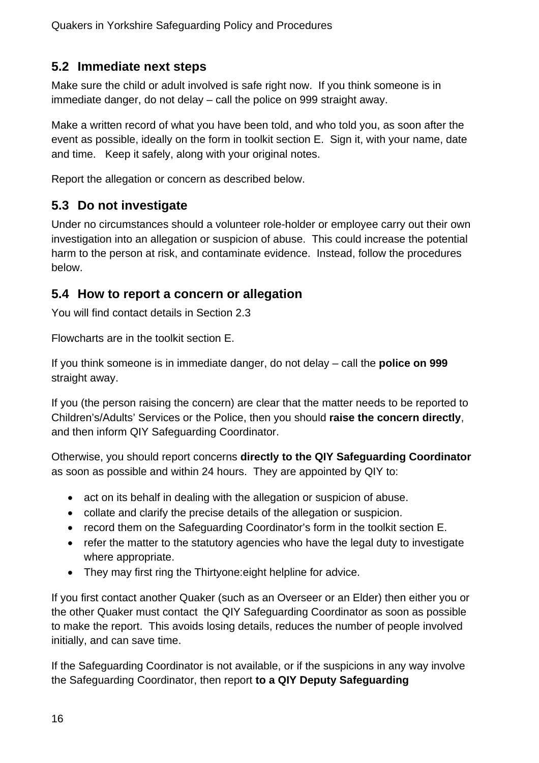## 5.2 Immediate next steps

Make sure the child or adult involved is safe right now. If you think someone is in immediate danger, do not delay – call the police on 999 straight away.

Make a written record of what you have been told, and who told you, as soon after the event as possible, ideally on the form in toolkit section E. Sign it, with your name, date and time. Keep it safely, along with your original notes.

Report the allegation or concern as described below.

## 5.3 Do not investigate

Under no circumstances should a volunteer role-holder or employee carry out their own investigation into an allegation or suspicion of abuse. This could increase the potential harm to the person at risk, and contaminate evidence. Instead, follow the procedures below.

## 5.4 How to report a concern or allegation

You will find contact details in Section 2.3

Flowcharts are in the toolkit section E.

If you think someone is in immediate danger, do not delay – call the **police on 999** straight away.

If you (the person raising the concern) are clear that the matter needs to be reported to Children's/Adults' Services or the Police, then you should **raise the concern directly**, and then inform QIY Safeguarding Coordinator.

Otherwise, you should report concerns **directly to the QIY Safeguarding Coordinator** as soon as possible and within 24 hours. They are appointed by QIY to:

- act on its behalf in dealing with the allegation or suspicion of abuse.
- collate and clarify the precise details of the allegation or suspicion.
- record them on the Safeguarding Coordinator's form in the toolkit section E.
- refer the matter to the statutory agencies who have the legal duty to investigate where appropriate.
- They may first ring the Thirtyone:eight helpline for advice.

If you first contact another Quaker (such as an Overseer or an Elder) then either you or the other Quaker must contact the QIY Safeguarding Coordinator as soon as possible to make the report. This avoids losing details, reduces the number of people involved initially, and can save time.

If the Safeguarding Coordinator is not available, or if the suspicions in any way involve the Safeguarding Coordinator, then report **to a QIY Deputy Safeguarding**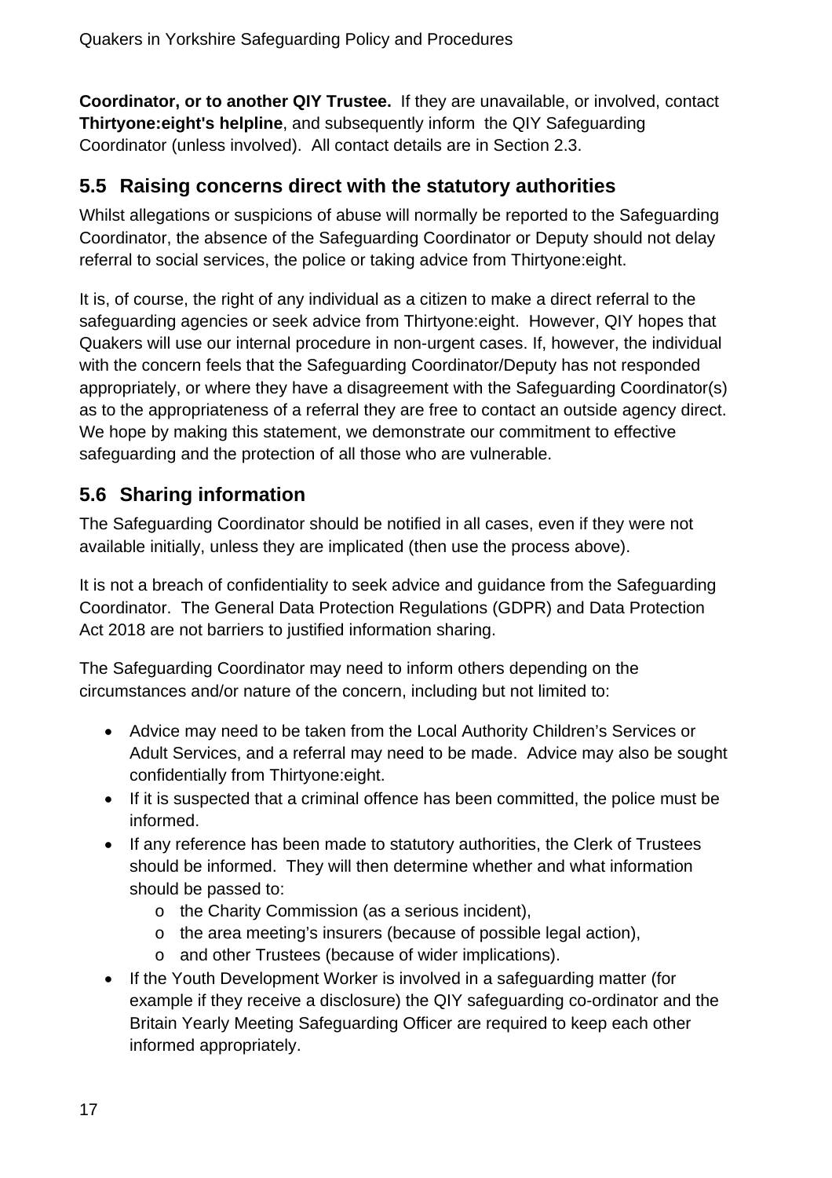**Coordinator, or to another QIY Trustee.** If they are unavailable, or involved, contact **Thirtyone:eight's helpline**, and subsequently inform the QIY Safeguarding Coordinator (unless involved). All contact details are in Section 2.3.

## 5.5 Raising concerns direct with the statutory authorities

Whilst allegations or suspicions of abuse will normally be reported to the Safeguarding Coordinator, the absence of the Safeguarding Coordinator or Deputy should not delay referral to social services, the police or taking advice from Thirtyone:eight.

It is, of course, the right of any individual as a citizen to make a direct referral to the safeguarding agencies or seek advice from Thirtyone:eight. However, QIY hopes that Quakers will use our internal procedure in non-urgent cases. If, however, the individual with the concern feels that the Safeguarding Coordinator/Deputy has not responded appropriately, or where they have a disagreement with the Safeguarding Coordinator(s) as to the appropriateness of a referral they are free to contact an outside agency direct. We hope by making this statement, we demonstrate our commitment to effective safeguarding and the protection of all those who are vulnerable.

## 5.6 Sharing information

The Safeguarding Coordinator should be notified in all cases, even if they were not available initially, unless they are implicated (then use the process above).

It is not a breach of confidentiality to seek advice and guidance from the Safeguarding Coordinator. The General Data Protection Regulations (GDPR) and Data Protection Act 2018 are not barriers to justified information sharing.

The Safeguarding Coordinator may need to inform others depending on the circumstances and/or nature of the concern, including but not limited to:

- Advice may need to be taken from the Local Authority Children's Services or Adult Services, and a referral may need to be made. Advice may also be sought confidentially from Thirtyone:eight.
- If it is suspected that a criminal offence has been committed, the police must be informed.
- If any reference has been made to statutory authorities, the Clerk of Trustees should be informed. They will then determine whether and what information should be passed to:
    - the Charity Commission (as a serious incident),
    - the area meeting's insurers (because of possible legal action),
    - and other Trustees (because of wider implications).
- If the Youth Development Worker is involved in a safeguarding matter (for example if they receive a disclosure) the QIY safeguarding co-ordinator and the Britain Yearly Meeting Safeguarding Officer are required to keep each other informed appropriately.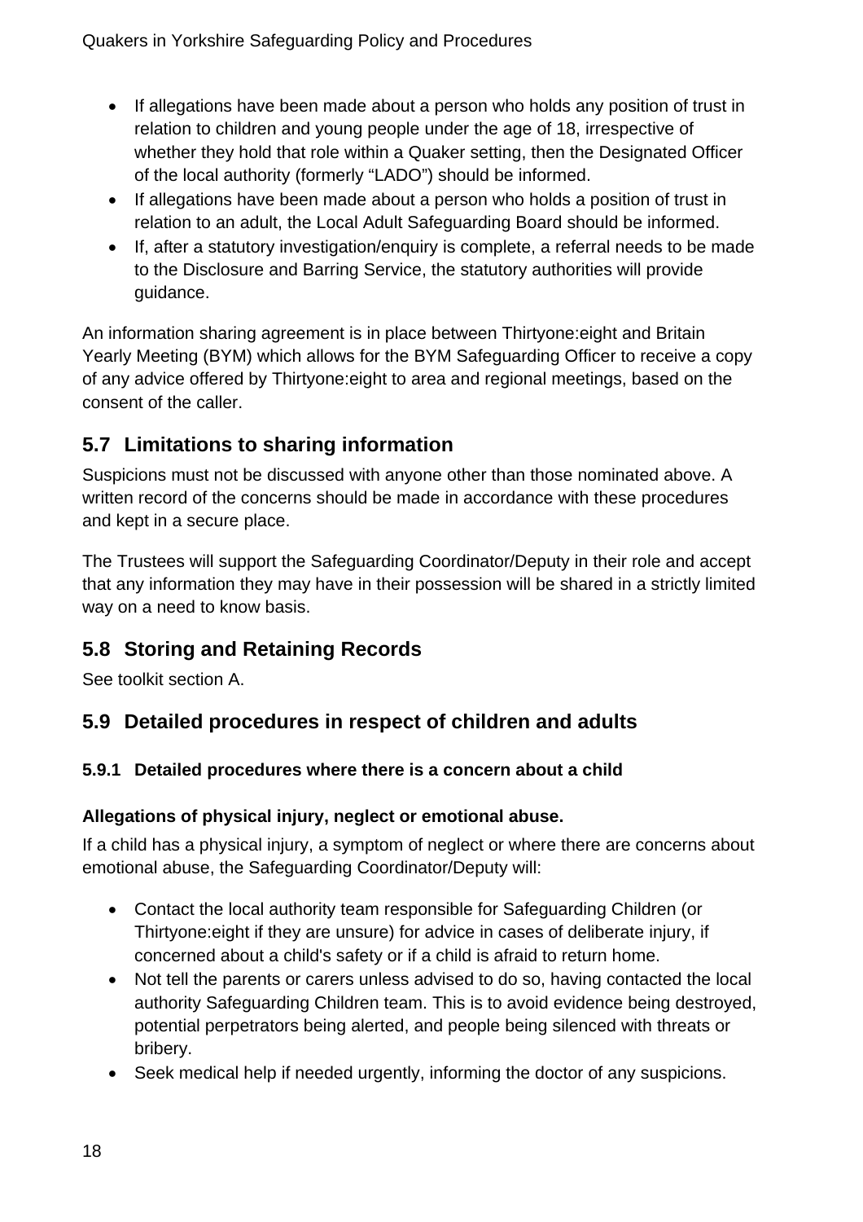- If allegations have been made about a person who holds any position of trust in relation to children and young people under the age of 18, irrespective of whether they hold that role within a Quaker setting, then the Designated Officer of the local authority (formerly "LADO") should be informed.
- If allegations have been made about a person who holds a position of trust in relation to an adult, the Local Adult Safeguarding Board should be informed.
- If, after a statutory investigation/enquiry is complete, a referral needs to be made to the Disclosure and Barring Service, the statutory authorities will provide guidance.

An information sharing agreement is in place between Thirtyone:eight and Britain Yearly Meeting (BYM) which allows for the BYM Safeguarding Officer to receive a copy of any advice offered by Thirtyone:eight to area and regional meetings, based on the consent of the caller.

## 5.7 Limitations to sharing information

Suspicions must not be discussed with anyone other than those nominated above. A written record of the concerns should be made in accordance with these procedures and kept in a secure place.

The Trustees will support the Safeguarding Coordinator/Deputy in their role and accept that any information they may have in their possession will be shared in a strictly limited way on a need to know basis.

## 5.8 Storing and Retaining Records

See toolkit section A.

## 5.9 Detailed procedures in respect of children and adults

### 5.9.1 Detailed procedures where there is a concern about a child

**Allegations of physical injury, neglect or emotional abuse.**

If a child has a physical injury, a symptom of neglect or where there are concerns about emotional abuse, the Safeguarding Coordinator/Deputy will:

- Contact the local authority team responsible for Safeguarding Children (or Thirtyone:eight if they are unsure) for advice in cases of deliberate injury, if concerned about a child's safety or if a child is afraid to return home.
- Not tell the parents or carers unless advised to do so, having contacted the local authority Safeguarding Children team. This is to avoid evidence being destroyed, potential perpetrators being alerted, and people being silenced with threats or bribery.
- Seek medical help if needed urgently, informing the doctor of any suspicions.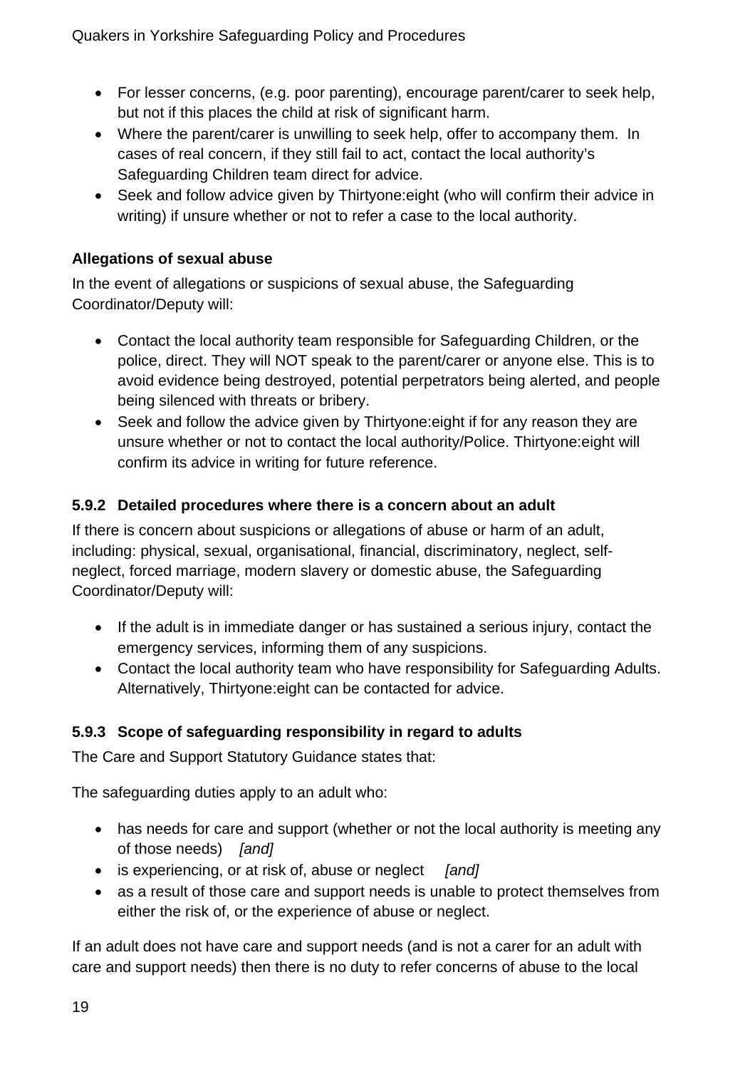- For lesser concerns, (e.g. poor parenting), encourage parent/carer to seek help, but not if this places the child at risk of significant harm.
- Where the parent/carer is unwilling to seek help, offer to accompany them. In cases of real concern, if they still fail to act, contact the local authority's Safeguarding Children team direct for advice.
- Seek and follow advice given by Thirtyone:eight (who will confirm their advice in writing) if unsure whether or not to refer a case to the local authority.

**Allegations of sexual abuse**

In the event of allegations or suspicions of sexual abuse, the Safeguarding Coordinator/Deputy will:

- Contact the local authority team responsible for Safeguarding Children, or the police, direct. They will NOT speak to the parent/carer or anyone else. This is to avoid evidence being destroyed, potential perpetrators being alerted, and people being silenced with threats or bribery.
- Seek and follow the advice given by Thirtyone:eight if for any reason they are unsure whether or not to contact the local authority/Police. Thirtyone:eight will confirm its advice in writing for future reference.

### 5.9.2 Detailed procedures where there is a concern about an adult

If there is concern about suspicions or allegations of abuse or harm of an adult, including: physical, sexual, organisational, financial, discriminatory, neglect, self-neglect, forced marriage, modern slavery or domestic abuse, the Safeguarding Coordinator/Deputy will:

- If the adult is in immediate danger or has sustained a serious injury, contact the emergency services, informing them of any suspicions.
- Contact the local authority team who have responsibility for Safeguarding Adults. Alternatively, Thirtyone:eight can be contacted for advice.

### 5.9.3 Scope of safeguarding responsibility in regard to adults

The Care and Support Statutory Guidance states that:

The safeguarding duties apply to an adult who:

- has needs for care and support (whether or not the local authority is meeting any of those needs) *[and]*
- is experiencing, or at risk of, abuse or neglect *[and]*
- as a result of those care and support needs is unable to protect themselves from either the risk of, or the experience of abuse or neglect.

If an adult does not have care and support needs (and is not a carer for an adult with care and support needs) then there is no duty to refer concerns of abuse to the local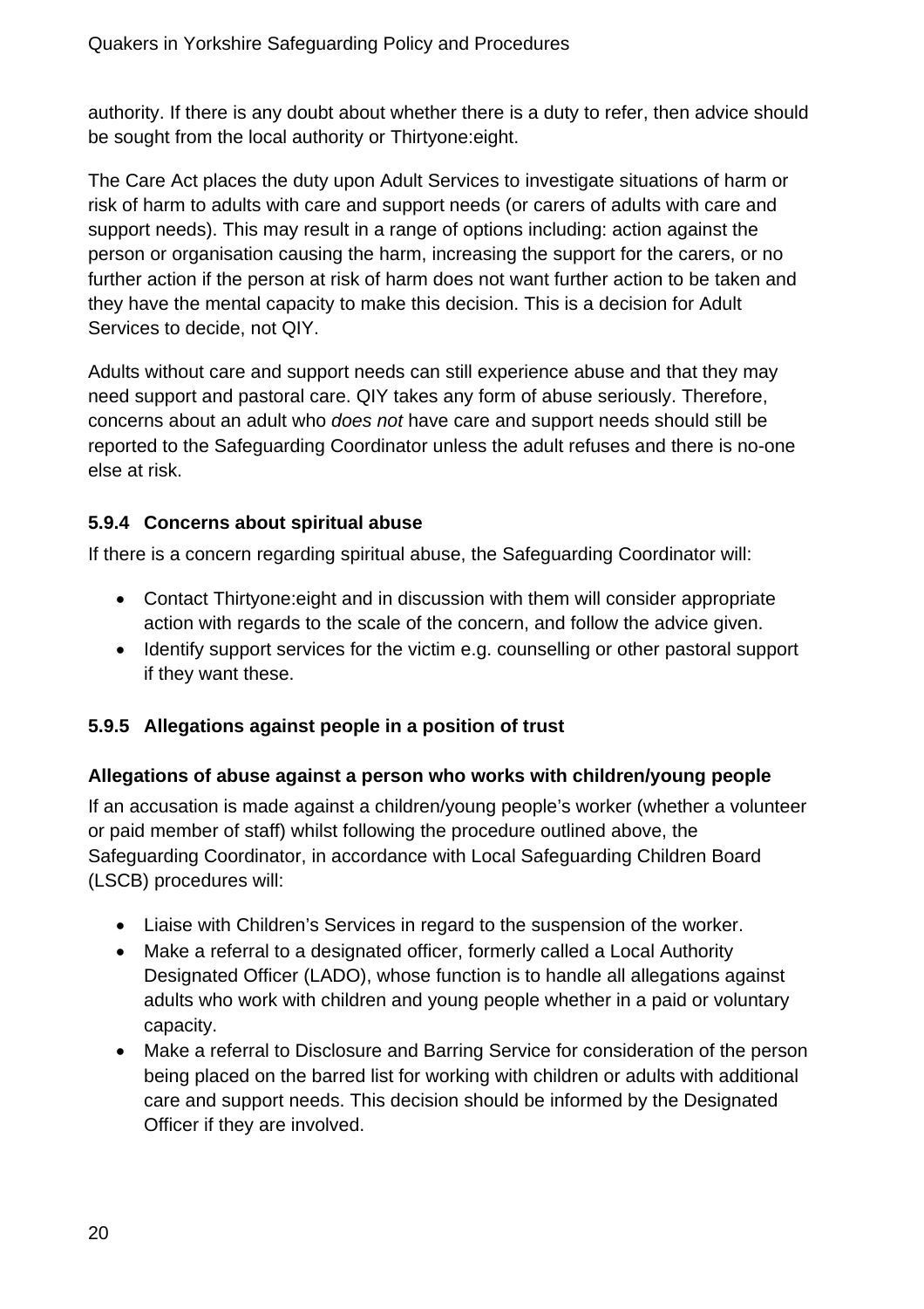authority. If there is any doubt about whether there is a duty to refer, then advice should be sought from the local authority or Thirtyone:eight.

The Care Act places the duty upon Adult Services to investigate situations of harm or risk of harm to adults with care and support needs (or carers of adults with care and support needs). This may result in a range of options including: action against the person or organisation causing the harm, increasing the support for the carers, or no further action if the person at risk of harm does not want further action to be taken and they have the mental capacity to make this decision. This is a decision for Adult Services to decide, not QIY.

Adults without care and support needs can still experience abuse and that they may need support and pastoral care. QIY takes any form of abuse seriously. Therefore, concerns about an adult who *does not* have care and support needs should still be reported to the Safeguarding Coordinator unless the adult refuses and there is no-one else at risk.

#### 5.9.4 Concerns about spiritual abuse

If there is a concern regarding spiritual abuse, the Safeguarding Coordinator will:

- Contact Thirtyone:eight and in discussion with them will consider appropriate action with regards to the scale of the concern, and follow the advice given.
- Identify support services for the victim e.g. counselling or other pastoral support if they want these.

#### 5.9.5 Allegations against people in a position of trust

**Allegations of abuse against a person who works with children/young people**

If an accusation is made against a children/young people's worker (whether a volunteer or paid member of staff) whilst following the procedure outlined above, the Safeguarding Coordinator, in accordance with Local Safeguarding Children Board (LSCB) procedures will:

- Liaise with Children's Services in regard to the suspension of the worker.
- Make a referral to a designated officer, formerly called a Local Authority Designated Officer (LADO), whose function is to handle all allegations against adults who work with children and young people whether in a paid or voluntary capacity.
- Make a referral to Disclosure and Barring Service for consideration of the person being placed on the barred list for working with children or adults with additional care and support needs. This decision should be informed by the Designated Officer if they are involved.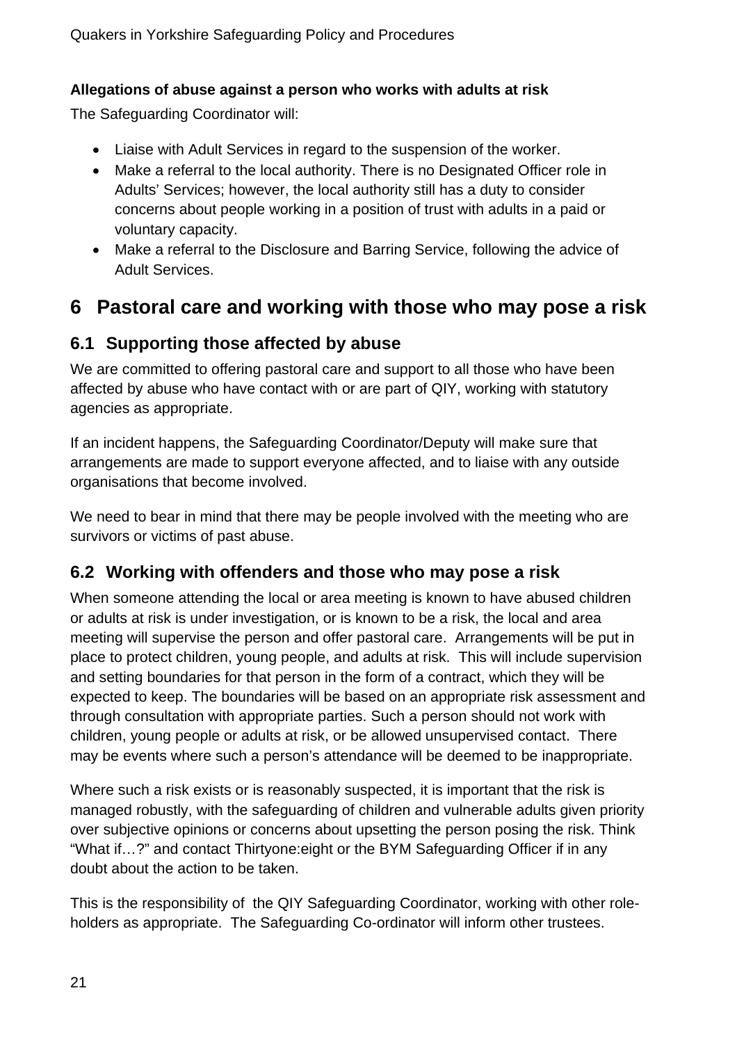**Allegations of abuse against a person who works with adults at risk**

The Safeguarding Coordinator will:

- Liaise with Adult Services in regard to the suspension of the worker.
- Make a referral to the local authority. There is no Designated Officer role in Adults' Services; however, the local authority still has a duty to consider concerns about people working in a position of trust with adults in a paid or voluntary capacity.
- Make a referral to the Disclosure and Barring Service, following the advice of Adult Services.

# 6 Pastoral care and working with those who may pose a risk

## 6.1 Supporting those affected by abuse

We are committed to offering pastoral care and support to all those who have been affected by abuse who have contact with or are part of QIY, working with statutory agencies as appropriate.

If an incident happens, the Safeguarding Coordinator/Deputy will make sure that arrangements are made to support everyone affected, and to liaise with any outside organisations that become involved.

We need to bear in mind that there may be people involved with the meeting who are survivors or victims of past abuse.

## 6.2 Working with offenders and those who may pose a risk

When someone attending the local or area meeting is known to have abused children or adults at risk is under investigation, or is known to be a risk, the local and area meeting will supervise the person and offer pastoral care. Arrangements will be put in place to protect children, young people, and adults at risk. This will include supervision and setting boundaries for that person in the form of a contract, which they will be expected to keep. The boundaries will be based on an appropriate risk assessment and through consultation with appropriate parties. Such a person should not work with children, young people or adults at risk, or be allowed unsupervised contact. There may be events where such a person's attendance will be deemed to be inappropriate.

Where such a risk exists or is reasonably suspected, it is important that the risk is managed robustly, with the safeguarding of children and vulnerable adults given priority over subjective opinions or concerns about upsetting the person posing the risk. Think "What if…?" and contact Thirtyone:eight or the BYM Safeguarding Officer if in any doubt about the action to be taken.

This is the responsibility of the QIY Safeguarding Coordinator, working with other role-holders as appropriate. The Safeguarding Co-ordinator will inform other trustees.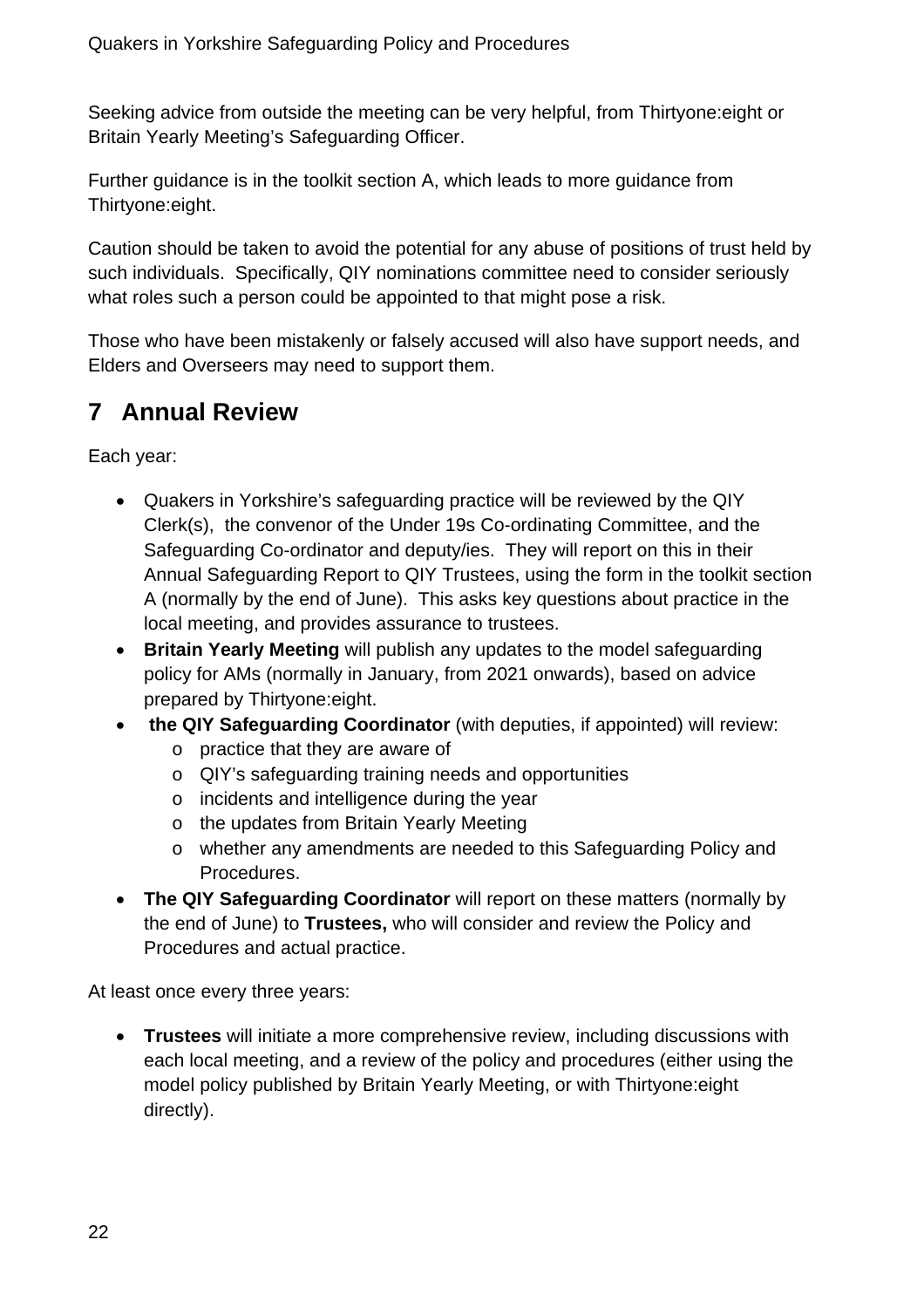Seeking advice from outside the meeting can be very helpful, from Thirtyone:eight or Britain Yearly Meeting's Safeguarding Officer.

Further guidance is in the toolkit section A, which leads to more guidance from Thirtyone:eight.

Caution should be taken to avoid the potential for any abuse of positions of trust held by such individuals. Specifically, QIY nominations committee need to consider seriously what roles such a person could be appointed to that might pose a risk.

Those who have been mistakenly or falsely accused will also have support needs, and Elders and Overseers may need to support them.

## 7 Annual Review

Each year:

- Quakers in Yorkshire's safeguarding practice will be reviewed by the QIY Clerk(s), the convenor of the Under 19s Co-ordinating Committee, and the Safeguarding Co-ordinator and deputy/ies. They will report on this in their Annual Safeguarding Report to QIY Trustees, using the form in the toolkit section A (normally by the end of June). This asks key questions about practice in the local meeting, and provides assurance to trustees.
- **Britain Yearly Meeting** will publish any updates to the model safeguarding policy for AMs (normally in January, from 2021 onwards), based on advice prepared by Thirtyone:eight.
- **the QIY Safeguarding Coordinator** (with deputies, if appointed) will review:
  - practice that they are aware of
  - QIY's safeguarding training needs and opportunities
  - incidents and intelligence during the year
  - the updates from Britain Yearly Meeting
  - whether any amendments are needed to this Safeguarding Policy and Procedures.
- **The QIY Safeguarding Coordinator** will report on these matters (normally by the end of June) to **Trustees,** who will consider and review the Policy and Procedures and actual practice.

At least once every three years:

- **Trustees** will initiate a more comprehensive review, including discussions with each local meeting, and a review of the policy and procedures (either using the model policy published by Britain Yearly Meeting, or with Thirtyone:eight directly).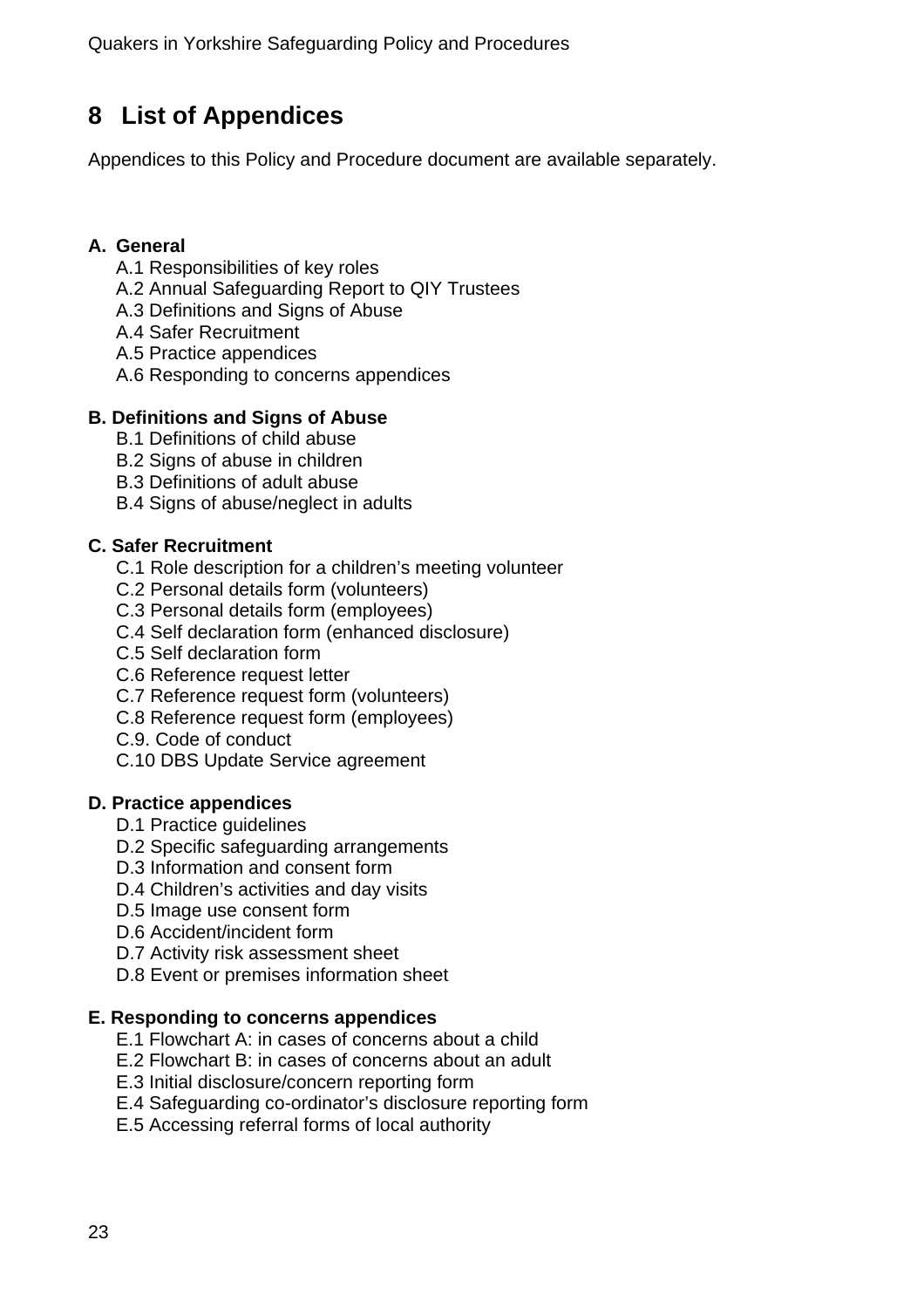# 8 List of Appendices

Appendices to this Policy and Procedure document are available separately.

**A. General**

- A.1 Responsibilities of key roles
- A.2 Annual Safeguarding Report to QIY Trustees
- A.3 Definitions and Signs of Abuse
- A.4 Safer Recruitment
- A.5 Practice appendices
- A.6 Responding to concerns appendices

**B. Definitions and Signs of Abuse**

- B.1 Definitions of child abuse
- B.2 Signs of abuse in children
- B.3 Definitions of adult abuse
- B.4 Signs of abuse/neglect in adults

**C. Safer Recruitment**

- C.1 Role description for a children's meeting volunteer
- C.2 Personal details form (volunteers)
- C.3 Personal details form (employees)
- C.4 Self declaration form (enhanced disclosure)
- C.5 Self declaration form
- C.6 Reference request letter
- C.7 Reference request form (volunteers)
- C.8 Reference request form (employees)
- C.9. Code of conduct
- C.10 DBS Update Service agreement

**D. Practice appendices**

- D.1 Practice guidelines
- D.2 Specific safeguarding arrangements
- D.3 Information and consent form
- D.4 Children's activities and day visits
- D.5 Image use consent form
- D.6 Accident/incident form
- D.7 Activity risk assessment sheet
- D.8 Event or premises information sheet

**E. Responding to concerns appendices**

- E.1 Flowchart A: in cases of concerns about a child
- E.2 Flowchart B: in cases of concerns about an adult
- E.3 Initial disclosure/concern reporting form
- E.4 Safeguarding co-ordinator's disclosure reporting form
- E.5 Accessing referral forms of local authority